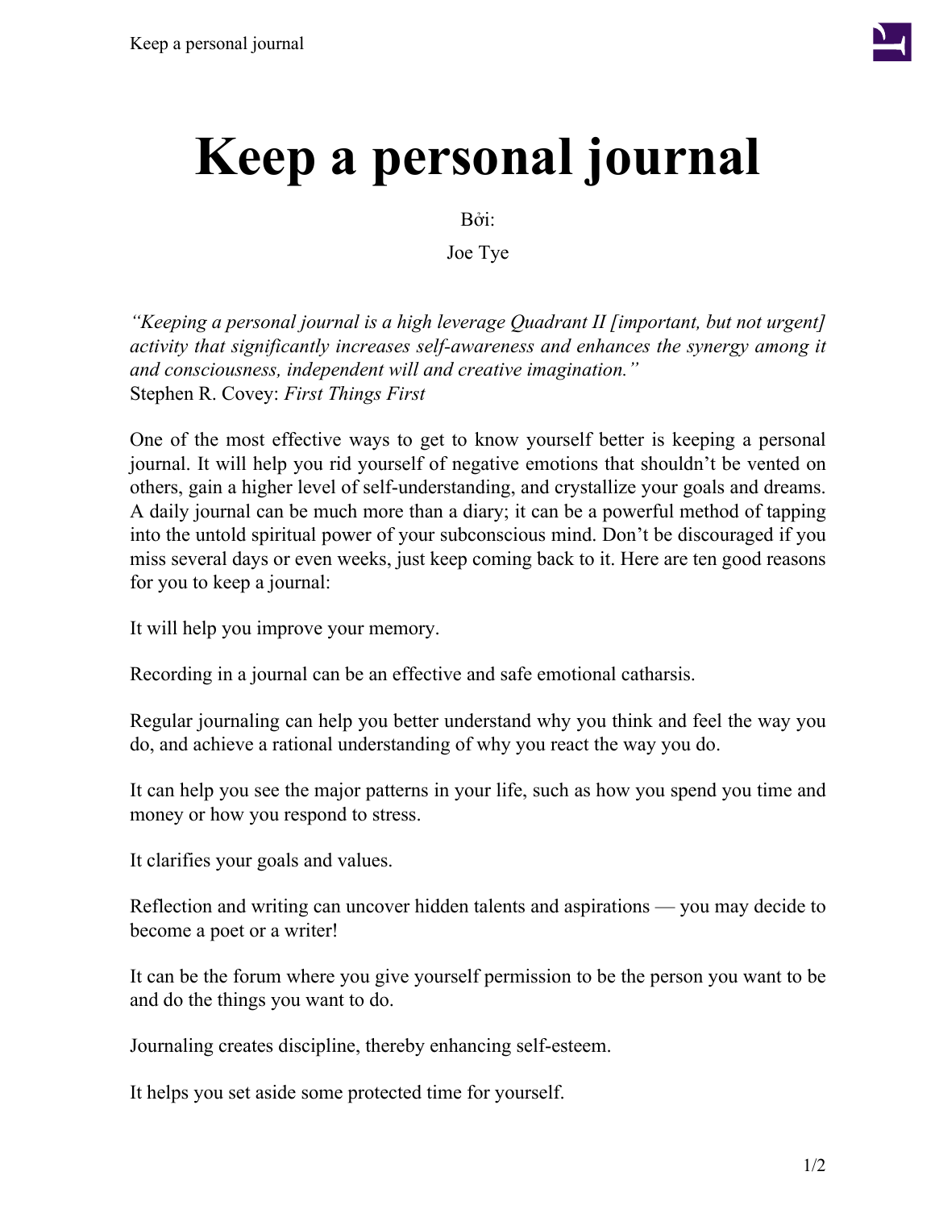# Keep a personal journal

Bởi:

Joe Tye

*"Keeping a personal journal is a high leverage Quadrant II [important, but not urgent] activity that significantly increases self-awareness and enhances the synergy among it and consciousness, independent will and creative imagination."*
Stephen R. Covey: *First Things First*

One of the most effective ways to get to know yourself better is keeping a personal journal. It will help you rid yourself of negative emotions that shouldn't be vented on others, gain a higher level of self-understanding, and crystallize your goals and dreams. A daily journal can be much more than a diary; it can be a powerful method of tapping into the untold spiritual power of your subconscious mind. Don't be discouraged if you miss several days or even weeks, just keep coming back to it. Here are ten good reasons for you to keep a journal:

It will help you improve your memory.

Recording in a journal can be an effective and safe emotional catharsis.

Regular journaling can help you better understand why you think and feel the way you do, and achieve a rational understanding of why you react the way you do.

It can help you see the major patterns in your life, such as how you spend you time and money or how you respond to stress.

It clarifies your goals and values.

Reflection and writing can uncover hidden talents and aspirations — you may decide to become a poet or a writer!

It can be the forum where you give yourself permission to be the person you want to be and do the things you want to do.

Journaling creates discipline, thereby enhancing self-esteem.

It helps you set aside some protected time for yourself.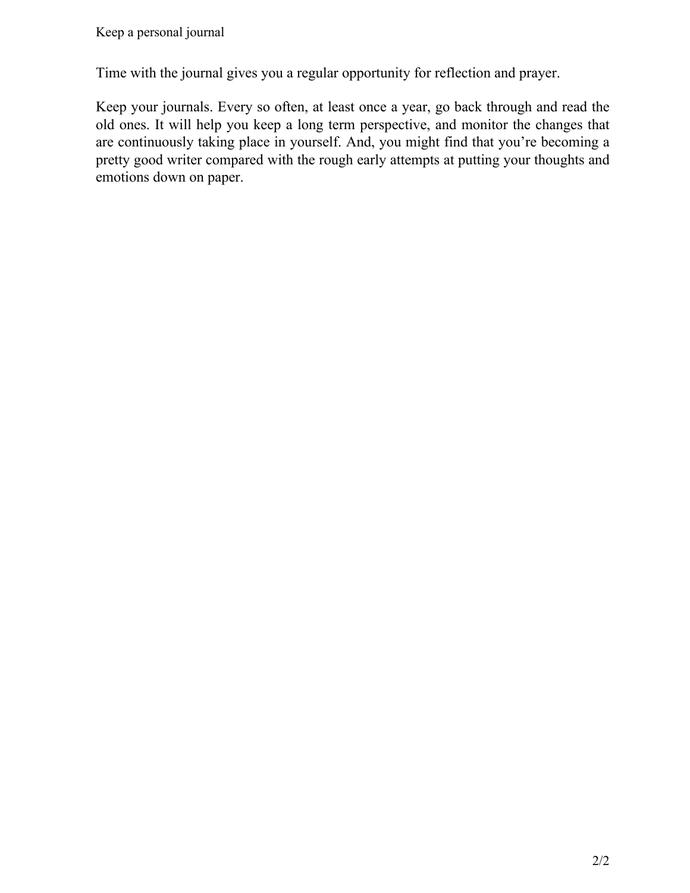Time with the journal gives you a regular opportunity for reflection and prayer.

Keep your journals. Every so often, at least once a year, go back through and read the old ones. It will help you keep a long term perspective, and monitor the changes that are continuously taking place in yourself. And, you might find that you're becoming a pretty good writer compared with the rough early attempts at putting your thoughts and emotions down on paper.